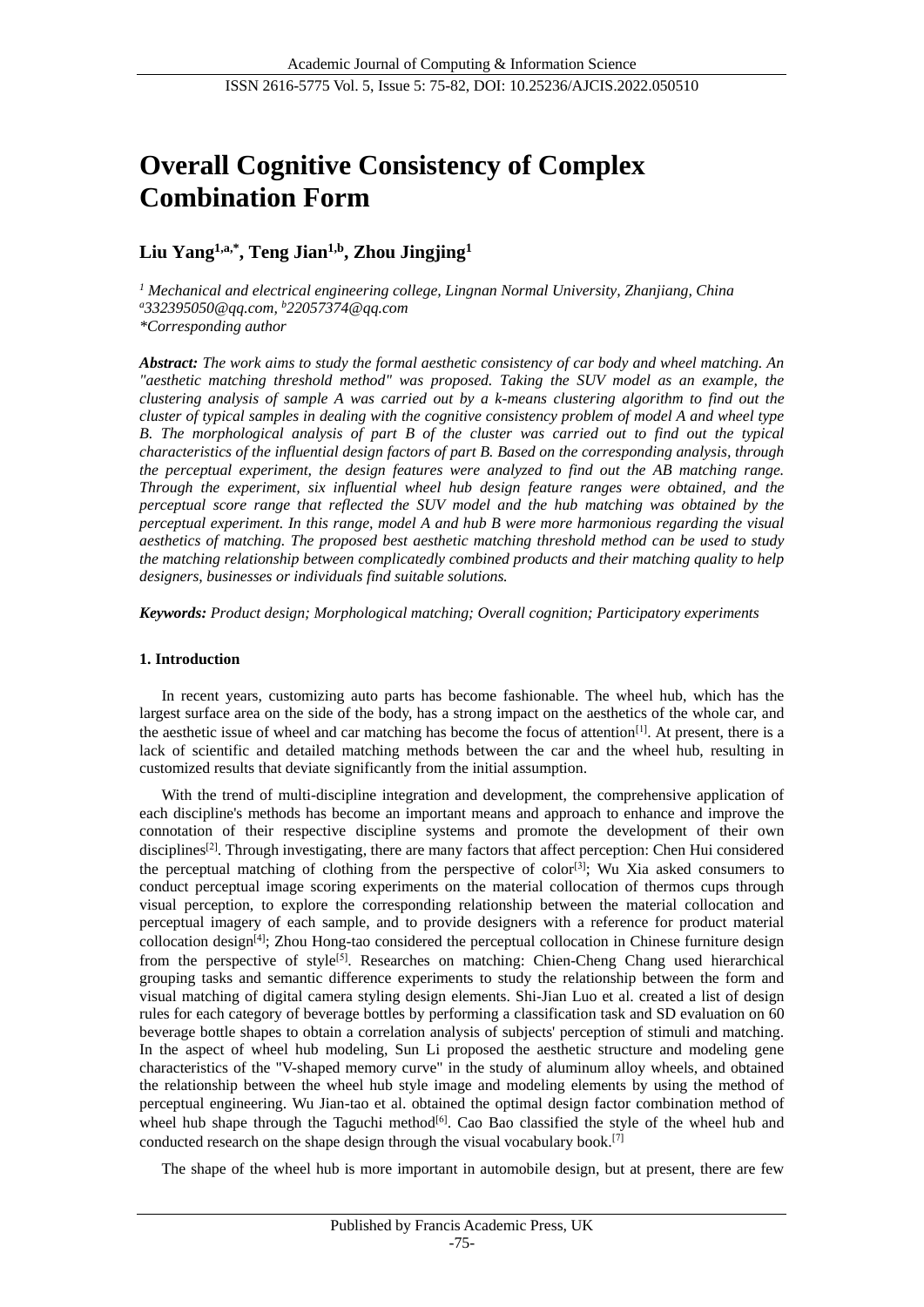# Overall Cognitive Consistency of Complex Combination Form

**Liu Yang[1,a,*], Teng Jian[1,b], Zhou Jingjing[1]**

*[1] Mechanical and electrical engineering college, Lingnan Normal University, Zhanjiang, China*
*[a]332395050@qq.com, [b]22057374@qq.com*
*\*Corresponding author*

***Abstract:*** *The work aims to study the formal aesthetic consistency of car body and wheel matching. An "aesthetic matching threshold method" was proposed. Taking the SUV model as an example, the clustering analysis of sample A was carried out by a k-means clustering algorithm to find out the cluster of typical samples in dealing with the cognitive consistency problem of model A and wheel type B. The morphological analysis of part B of the cluster was carried out to find out the typical characteristics of the influential design factors of part B. Based on the corresponding analysis, through the perceptual experiment, the design features were analyzed to find out the AB matching range. Through the experiment, six influential wheel hub design feature ranges were obtained, and the perceptual score range that reflected the SUV model and the hub matching was obtained by the perceptual experiment. In this range, model A and hub B were more harmonious regarding the visual aesthetics of matching. The proposed best aesthetic matching threshold method can be used to study the matching relationship between complicatedly combined products and their matching quality to help designers, businesses or individuals find suitable solutions.*

***Keywords:*** *Product design; Morphological matching; Overall cognition; Participatory experiments*

## 1. Introduction

In recent years, customizing auto parts has become fashionable. The wheel hub, which has the largest surface area on the side of the body, has a strong impact on the aesthetics of the whole car, and the aesthetic issue of wheel and car matching has become the focus of attention[1]. At present, there is a lack of scientific and detailed matching methods between the car and the wheel hub, resulting in customized results that deviate significantly from the initial assumption.

With the trend of multi-discipline integration and development, the comprehensive application of each discipline's methods has become an important means and approach to enhance and improve the connotation of their respective discipline systems and promote the development of their own disciplines[2]. Through investigating, there are many factors that affect perception: Chen Hui considered the perceptual matching of clothing from the perspective of color[3]; Wu Xia asked consumers to conduct perceptual image scoring experiments on the material collocation of thermos cups through visual perception, to explore the corresponding relationship between the material collocation and perceptual imagery of each sample, and to provide designers with a reference for product material collocation design[4]; Zhou Hong-tao considered the perceptual collocation in Chinese furniture design from the perspective of style[5]. Researches on matching: Chien-Cheng Chang used hierarchical grouping tasks and semantic difference experiments to study the relationship between the form and visual matching of digital camera styling design elements. Shi-Jian Luo et al. created a list of design rules for each category of beverage bottles by performing a classification task and SD evaluation on 60 beverage bottle shapes to obtain a correlation analysis of subjects' perception of stimuli and matching. In the aspect of wheel hub modeling, Sun Li proposed the aesthetic structure and modeling gene characteristics of the "V-shaped memory curve" in the study of aluminum alloy wheels, and obtained the relationship between the wheel hub style image and modeling elements by using the method of perceptual engineering. Wu Jian-tao et al. obtained the optimal design factor combination method of wheel hub shape through the Taguchi method[6]. Cao Bao classified the style of the wheel hub and conducted research on the shape design through the visual vocabulary book.[7]

The shape of the wheel hub is more important in automobile design, but at present, there are few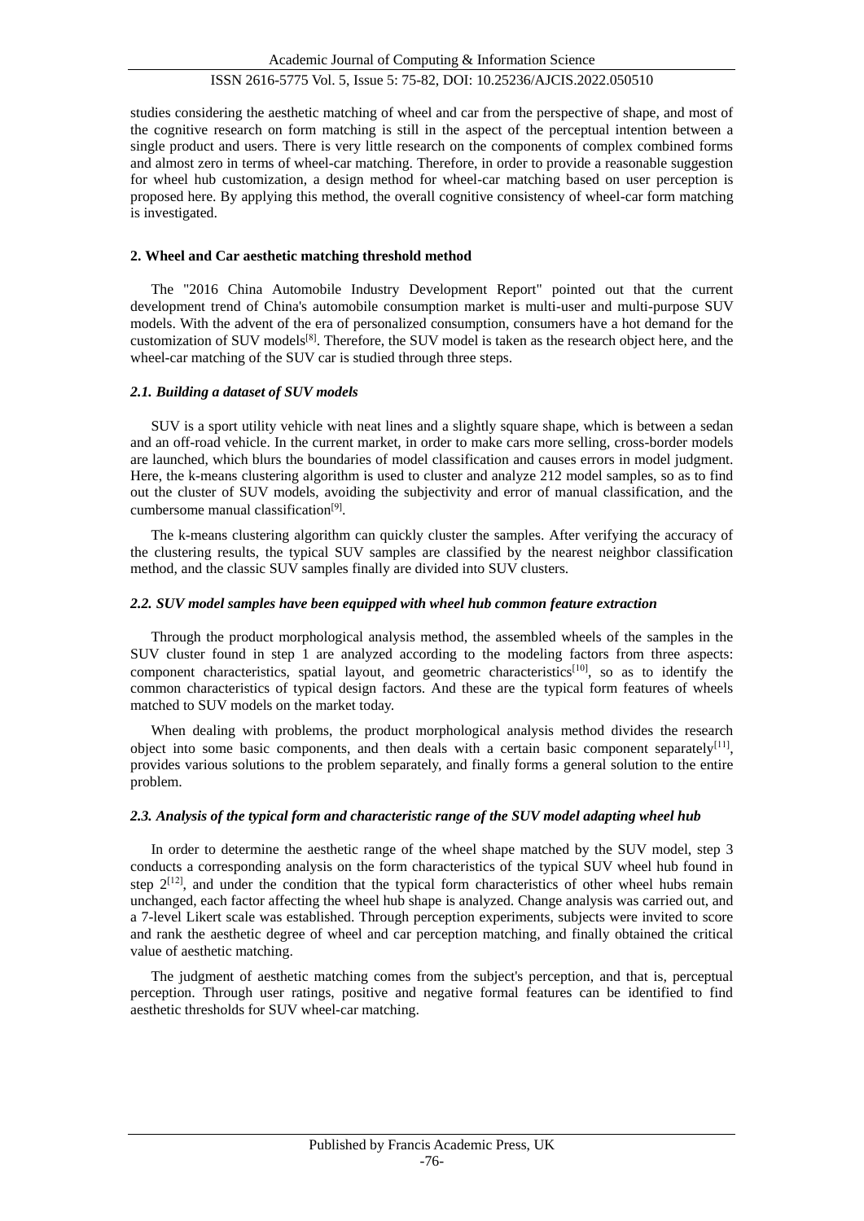studies considering the aesthetic matching of wheel and car from the perspective of shape, and most of the cognitive research on form matching is still in the aspect of the perceptual intention between a single product and users. There is very little research on the components of complex combined forms and almost zero in terms of wheel-car matching. Therefore, in order to provide a reasonable suggestion for wheel hub customization, a design method for wheel-car matching based on user perception is proposed here. By applying this method, the overall cognitive consistency of wheel-car form matching is investigated.

## 2. Wheel and Car aesthetic matching threshold method

The "2016 China Automobile Industry Development Report" pointed out that the current development trend of China's automobile consumption market is multi-user and multi-purpose SUV models. With the advent of the era of personalized consumption, consumers have a hot demand for the customization of SUV models[8]. Therefore, the SUV model is taken as the research object here, and the wheel-car matching of the SUV car is studied through three steps.

### *2.1. Building a dataset of SUV models*

SUV is a sport utility vehicle with neat lines and a slightly square shape, which is between a sedan and an off-road vehicle. In the current market, in order to make cars more selling, cross-border models are launched, which blurs the boundaries of model classification and causes errors in model judgment. Here, the k-means clustering algorithm is used to cluster and analyze 212 model samples, so as to find out the cluster of SUV models, avoiding the subjectivity and error of manual classification, and the cumbersome manual classification[9].

The k-means clustering algorithm can quickly cluster the samples. After verifying the accuracy of the clustering results, the typical SUV samples are classified by the nearest neighbor classification method, and the classic SUV samples finally are divided into SUV clusters.

### *2.2. SUV model samples have been equipped with wheel hub common feature extraction*

Through the product morphological analysis method, the assembled wheels of the samples in the SUV cluster found in step 1 are analyzed according to the modeling factors from three aspects: component characteristics, spatial layout, and geometric characteristics[10], so as to identify the common characteristics of typical design factors. And these are the typical form features of wheels matched to SUV models on the market today.

When dealing with problems, the product morphological analysis method divides the research object into some basic components, and then deals with a certain basic component separately[11], provides various solutions to the problem separately, and finally forms a general solution to the entire problem.

### *2.3. Analysis of the typical form and characteristic range of the SUV model adapting wheel hub*

In order to determine the aesthetic range of the wheel shape matched by the SUV model, step 3 conducts a corresponding analysis on the form characteristics of the typical SUV wheel hub found in step 2[12], and under the condition that the typical form characteristics of other wheel hubs remain unchanged, each factor affecting the wheel hub shape is analyzed. Change analysis was carried out, and a 7-level Likert scale was established. Through perception experiments, subjects were invited to score and rank the aesthetic degree of wheel and car perception matching, and finally obtained the critical value of aesthetic matching.

The judgment of aesthetic matching comes from the subject's perception, and that is, perceptual perception. Through user ratings, positive and negative formal features can be identified to find aesthetic thresholds for SUV wheel-car matching.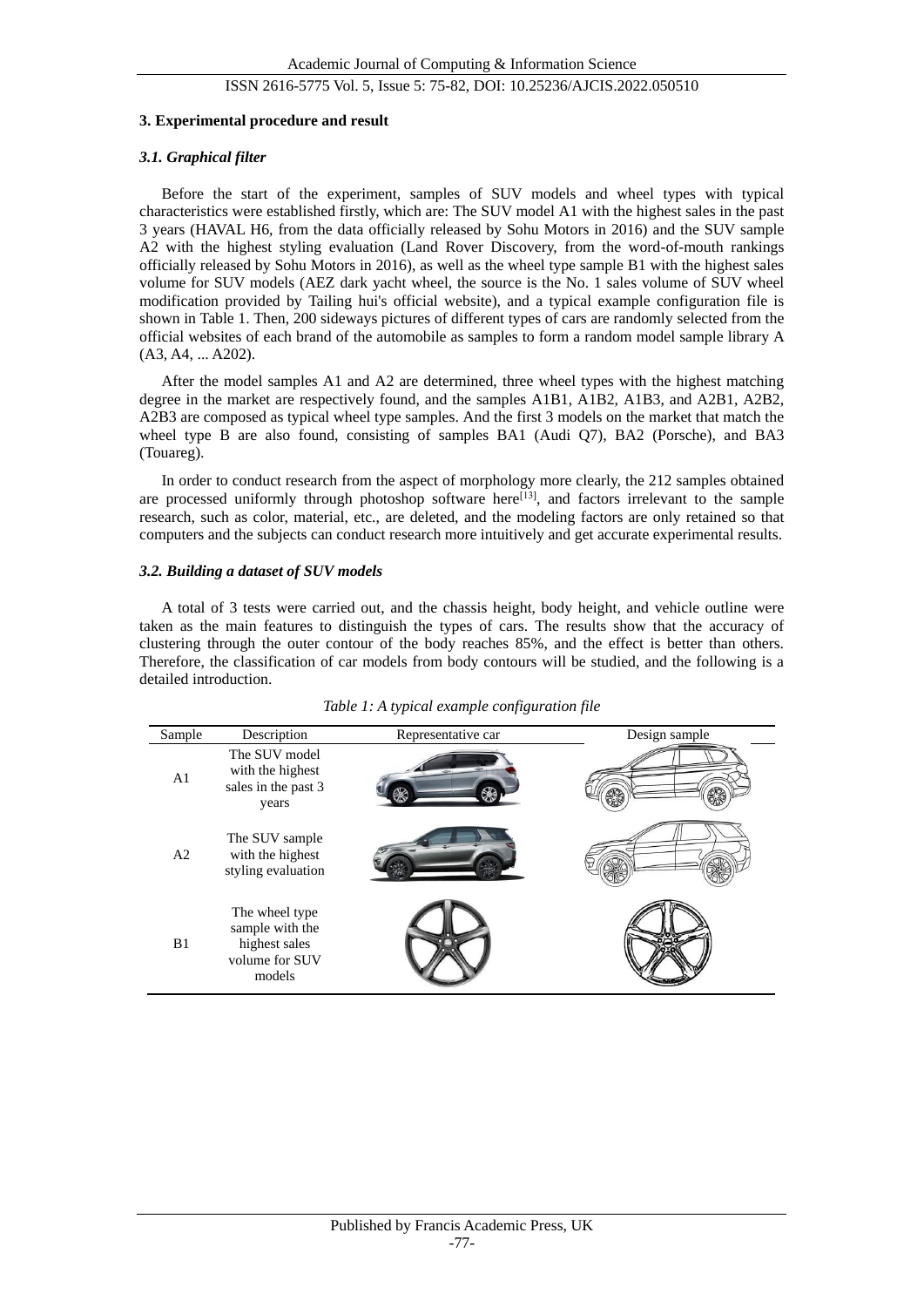## 3. Experimental procedure and result

### *3.1. Graphical filter*

Before the start of the experiment, samples of SUV models and wheel types with typical characteristics were established firstly, which are: The SUV model A1 with the highest sales in the past 3 years (HAVAL H6, from the data officially released by Sohu Motors in 2016) and the SUV sample A2 with the highest styling evaluation (Land Rover Discovery, from the word-of-mouth rankings officially released by Sohu Motors in 2016), as well as the wheel type sample B1 with the highest sales volume for SUV models (AEZ dark yacht wheel, the source is the No. 1 sales volume of SUV wheel modification provided by Tailing hui's official website), and a typical example configuration file is shown in Table 1. Then, 200 sideways pictures of different types of cars are randomly selected from the official websites of each brand of the automobile as samples to form a random model sample library A (A3, A4, ... A202).

After the model samples A1 and A2 are determined, three wheel types with the highest matching degree in the market are respectively found, and the samples A1B1, A1B2, A1B3, and A2B1, A2B2, A2B3 are composed as typical wheel type samples. And the first 3 models on the market that match the wheel type B are also found, consisting of samples BA1 (Audi Q7), BA2 (Porsche), and BA3 (Touareg).

In order to conduct research from the aspect of morphology more clearly, the 212 samples obtained are processed uniformly through photoshop software here[13], and factors irrelevant to the sample research, such as color, material, etc., are deleted, and the modeling factors are only retained so that computers and the subjects can conduct research more intuitively and get accurate experimental results.

### *3.2. Building a dataset of SUV models*

A total of 3 tests were carried out, and the chassis height, body height, and vehicle outline were taken as the main features to distinguish the types of cars. The results show that the accuracy of clustering through the outer contour of the body reaches 85%, and the effect is better than others. Therefore, the classification of car models from body contours will be studied, and the following is a detailed introduction.

*Table 1: A typical example configuration file*

| Sample | Description | Representative car | Design sample |
|---|---|---|---|
| A1 | The SUV model with the highest sales in the past 3 years | | |
| A2 | The SUV sample with the highest styling evaluation | | |
| B1 | The wheel type sample with the highest sales volume for SUV models | | |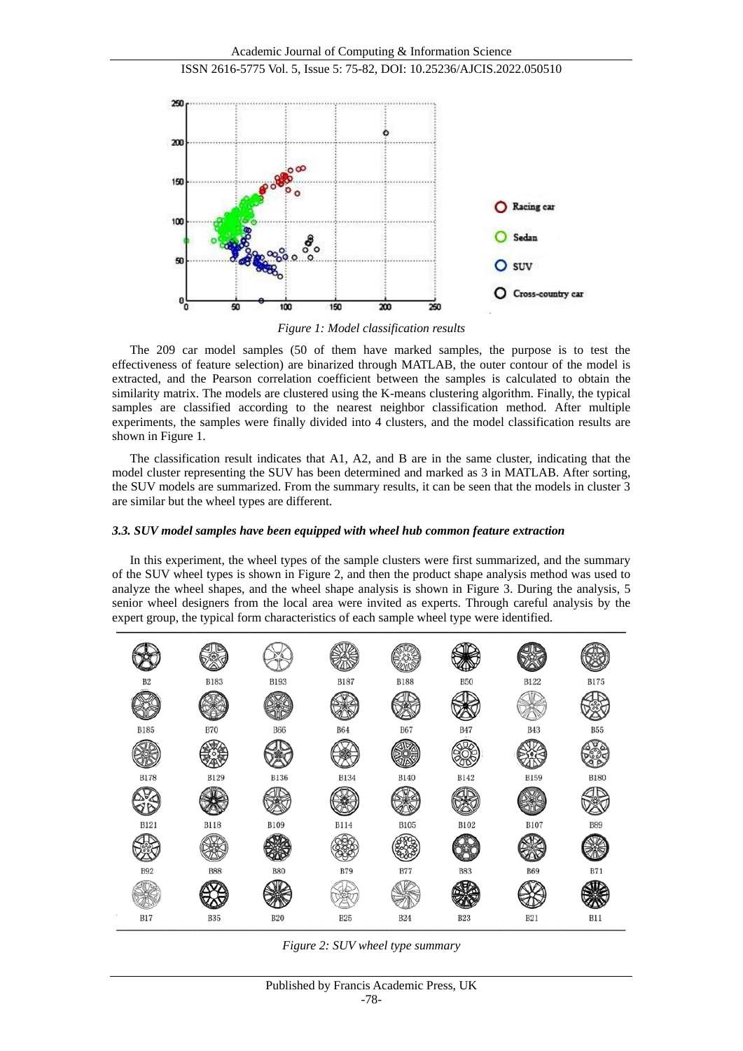*Figure 1: Model classification results*

The 209 car model samples (50 of them have marked samples, the purpose is to test the effectiveness of feature selection) are binarized through MATLAB, the outer contour of the model is extracted, and the Pearson correlation coefficient between the samples is calculated to obtain the similarity matrix. The models are clustered using the K-means clustering algorithm. Finally, the typical samples are classified according to the nearest neighbor classification method. After multiple experiments, the samples were finally divided into 4 clusters, and the model classification results are shown in Figure 1.

The classification result indicates that A1, A2, and B are in the same cluster, indicating that the model cluster representing the SUV has been determined and marked as 3 in MATLAB. After sorting, the SUV models are summarized. From the summary results, it can be seen that the models in cluster 3 are similar but the wheel types are different.

### *3.3. SUV model samples have been equipped with wheel hub common feature extraction*

In this experiment, the wheel types of the sample clusters were first summarized, and the summary of the SUV wheel types is shown in Figure 2, and then the product shape analysis method was used to analyze the wheel shapes, and the wheel shape analysis is shown in Figure 3. During the analysis, 5 senior wheel designers from the local area were invited as experts. Through careful analysis by the expert group, the typical form characteristics of each sample wheel type were identified.

*Figure 2: SUV wheel type summary*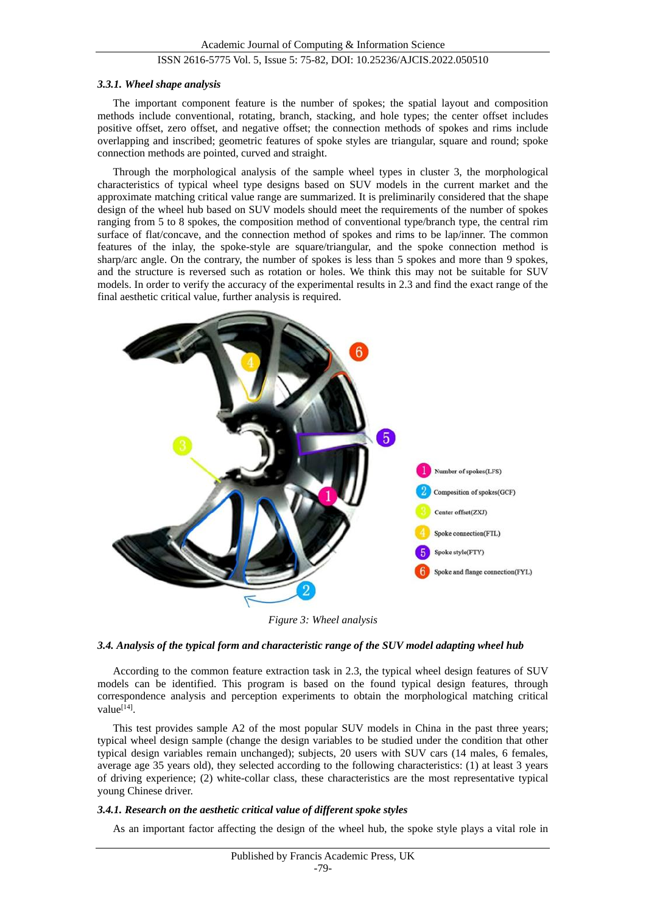#### 3.3.1. Wheel shape analysis

The important component feature is the number of spokes; the spatial layout and composition methods include conventional, rotating, branch, stacking, and hole types; the center offset includes positive offset, zero offset, and negative offset; the connection methods of spokes and rims include overlapping and inscribed; geometric features of spoke styles are triangular, square and round; spoke connection methods are pointed, curved and straight.

Through the morphological analysis of the sample wheel types in cluster 3, the morphological characteristics of typical wheel type designs based on SUV models in the current market and the approximate matching critical value range are summarized. It is preliminarily considered that the shape design of the wheel hub based on SUV models should meet the requirements of the number of spokes ranging from 5 to 8 spokes, the composition method of conventional type/branch type, the central rim surface of flat/concave, and the connection method of spokes and rims to be lap/inner. The common features of the inlay, the spoke-style are square/triangular, and the spoke connection method is sharp/arc angle. On the contrary, the number of spokes is less than 5 spokes and more than 9 spokes, and the structure is reversed such as rotation or holes. We think this may not be suitable for SUV models. In order to verify the accuracy of the experimental results in 2.3 and find the exact range of the final aesthetic critical value, further analysis is required.

1 Number of spokes(LFS)
2 Composition of spokes(GCF)
3 Center offset(ZXJ)
4 Spoke connection(FTL)
5 Spoke style(FTY)
6 Spoke and flange connection(FYL)

*Figure 3: Wheel analysis*

### 3.4. Analysis of the typical form and characteristic range of the SUV model adapting wheel hub

According to the common feature extraction task in 2.3, the typical wheel design features of SUV models can be identified. This program is based on the found typical design features, through correspondence analysis and perception experiments to obtain the morphological matching critical value[14].

This test provides sample A2 of the most popular SUV models in China in the past three years; typical wheel design sample (change the design variables to be studied under the condition that other typical design variables remain unchanged); subjects, 20 users with SUV cars (14 males, 6 females, average age 35 years old), they selected according to the following characteristics: (1) at least 3 years of driving experience; (2) white-collar class, these characteristics are the most representative typical young Chinese driver.

#### 3.4.1. Research on the aesthetic critical value of different spoke styles

As an important factor affecting the design of the wheel hub, the spoke style plays a vital role in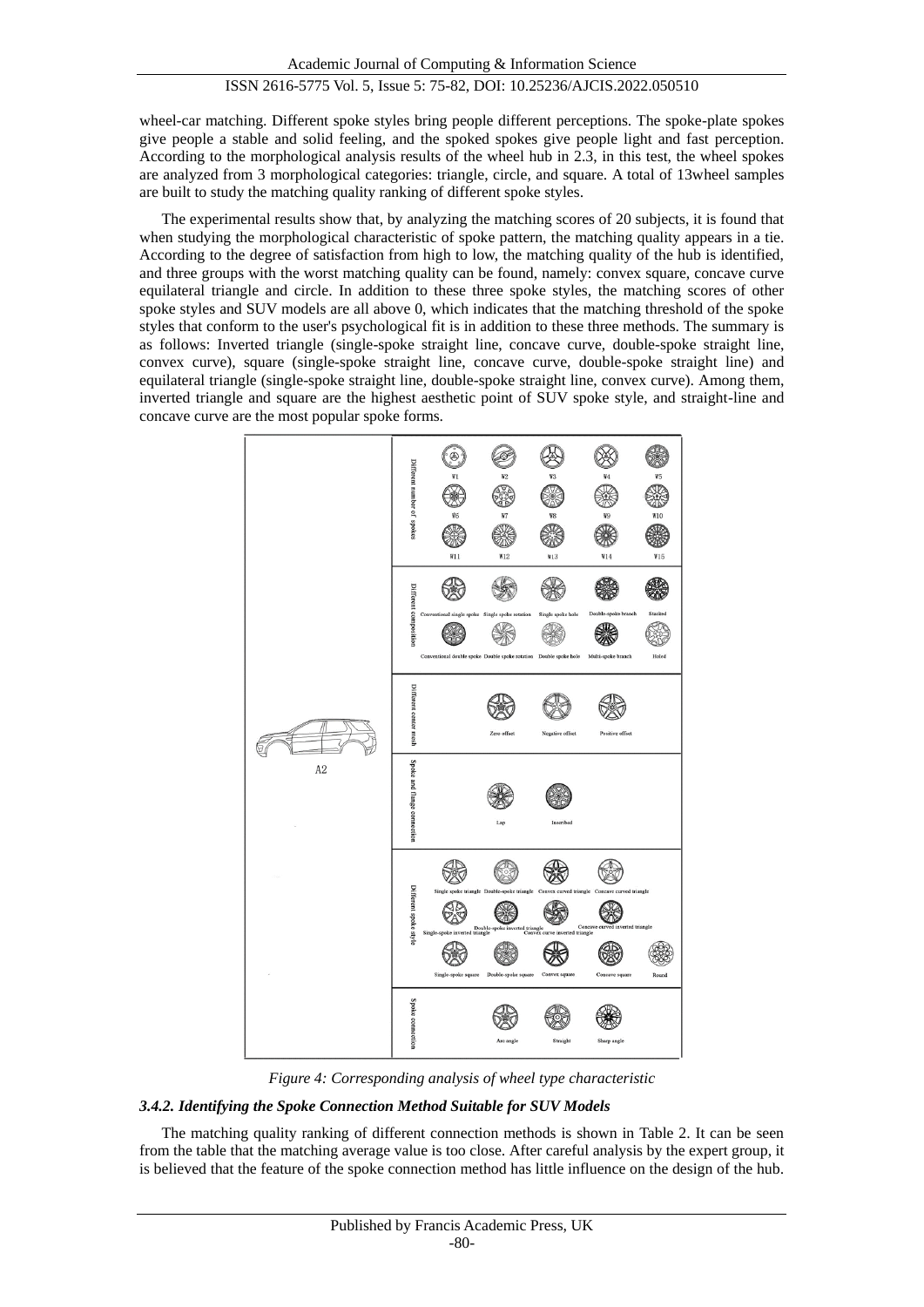wheel-car matching. Different spoke styles bring people different perceptions. The spoke-plate spokes give people a stable and solid feeling, and the spoked spokes give people light and fast perception. According to the morphological analysis results of the wheel hub in 2.3, in this test, the wheel spokes are analyzed from 3 morphological categories: triangle, circle, and square. A total of 13wheel samples are built to study the matching quality ranking of different spoke styles.

The experimental results show that, by analyzing the matching scores of 20 subjects, it is found that when studying the morphological characteristic of spoke pattern, the matching quality appears in a tie. According to the degree of satisfaction from high to low, the matching quality of the hub is identified, and three groups with the worst matching quality can be found, namely: convex square, concave curve equilateral triangle and circle. In addition to these three spoke styles, the matching scores of other spoke styles and SUV models are all above 0, which indicates that the matching threshold of the spoke styles that conform to the user's psychological fit is in addition to these three methods. The summary is as follows: Inverted triangle (single-spoke straight line, concave curve, double-spoke straight line, convex curve), square (single-spoke straight line, concave curve, double-spoke straight line) and equilateral triangle (single-spoke straight line, double-spoke straight line, convex curve). Among them, inverted triangle and square are the highest aesthetic point of SUV spoke style, and straight-line and concave curve are the most popular spoke forms.

*Figure 4: Corresponding analysis of wheel type characteristic*

#### *3.4.2. Identifying the Spoke Connection Method Suitable for SUV Models*

The matching quality ranking of different connection methods is shown in Table 2. It can be seen from the table that the matching average value is too close. After careful analysis by the expert group, it is believed that the feature of the spoke connection method has little influence on the design of the hub.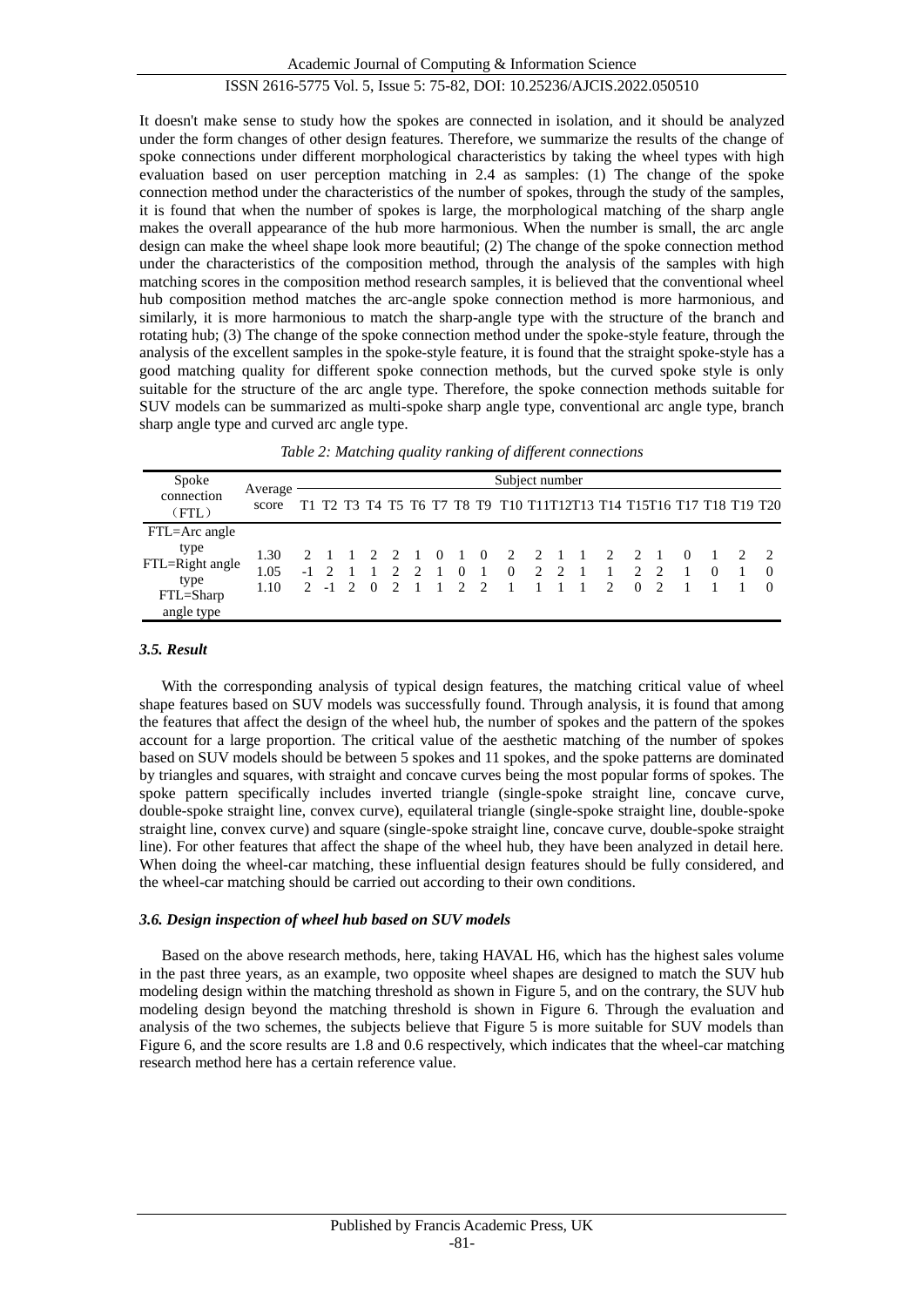It doesn't make sense to study how the spokes are connected in isolation, and it should be analyzed under the form changes of other design features. Therefore, we summarize the results of the change of spoke connections under different morphological characteristics by taking the wheel types with high evaluation based on user perception matching in 2.4 as samples: (1) The change of the spoke connection method under the characteristics of the number of spokes, through the study of the samples, it is found that when the number of spokes is large, the morphological matching of the sharp angle makes the overall appearance of the hub more harmonious. When the number is small, the arc angle design can make the wheel shape look more beautiful; (2) The change of the spoke connection method under the characteristics of the composition method, through the analysis of the samples with high matching scores in the composition method research samples, it is believed that the conventional wheel hub composition method matches the arc-angle spoke connection method is more harmonious, and similarly, it is more harmonious to match the sharp-angle type with the structure of the branch and rotating hub; (3) The change of the spoke connection method under the spoke-style feature, through the analysis of the excellent samples in the spoke-style feature, it is found that the straight spoke-style has a good matching quality for different spoke connection methods, but the curved spoke style is only suitable for the structure of the arc angle type. Therefore, the spoke connection methods suitable for SUV models can be summarized as multi-spoke sharp angle type, conventional arc angle type, branch sharp angle type and curved arc angle type.

*Table 2: Matching quality ranking of different connections*

| Spoke connection （FTL） | Average score | Subject number | | | | | | | | | | | | | | | | | | | |
|---|---|---|---|---|---|---|---|---|---|---|---|---|---|---|---|---|---|---|---|---|---|
| | | T1 | T2 | T3 | T4 | T5 | T6 | T7 | T8 | T9 | T10 | T11 | T12 | T13 | T14 | T15 | T16 | T17 | T18 | T19 | T20 |
| FTL=Arc angle type | 1.30 | 2 | 1 | 1 | 2 | 2 | 1 | 0 | 1 | 0 | 2 | 2 | 1 | 1 | 2 | 2 | 1 | 0 | 1 | 2 | 2 |
| FTL=Right angle type | 1.05 | -1 | 2 | 1 | 1 | 2 | 2 | 1 | 0 | 1 | 0 | 2 | 2 | 1 | 1 | 2 | 2 | 1 | 0 | 1 | 0 |
| FTL=Sharp angle type | 1.10 | 2 | -1 | 2 | 0 | 2 | 1 | 1 | 2 | 2 | 1 | 1 | 1 | 1 | 2 | 0 | 2 | 1 | 1 | 1 | 0 |

### 3.5. Result

With the corresponding analysis of typical design features, the matching critical value of wheel shape features based on SUV models was successfully found. Through analysis, it is found that among the features that affect the design of the wheel hub, the number of spokes and the pattern of the spokes account for a large proportion. The critical value of the aesthetic matching of the number of spokes based on SUV models should be between 5 spokes and 11 spokes, and the spoke patterns are dominated by triangles and squares, with straight and concave curves being the most popular forms of spokes. The spoke pattern specifically includes inverted triangle (single-spoke straight line, concave curve, double-spoke straight line, convex curve), equilateral triangle (single-spoke straight line, double-spoke straight line, convex curve) and square (single-spoke straight line, concave curve, double-spoke straight line). For other features that affect the shape of the wheel hub, they have been analyzed in detail here. When doing the wheel-car matching, these influential design features should be fully considered, and the wheel-car matching should be carried out according to their own conditions.

### 3.6. Design inspection of wheel hub based on SUV models

Based on the above research methods, here, taking HAVAL H6, which has the highest sales volume in the past three years, as an example, two opposite wheel shapes are designed to match the SUV hub modeling design within the matching threshold as shown in Figure 5, and on the contrary, the SUV hub modeling design beyond the matching threshold is shown in Figure 6. Through the evaluation and analysis of the two schemes, the subjects believe that Figure 5 is more suitable for SUV models than Figure 6, and the score results are 1.8 and 0.6 respectively, which indicates that the wheel-car matching research method here has a certain reference value.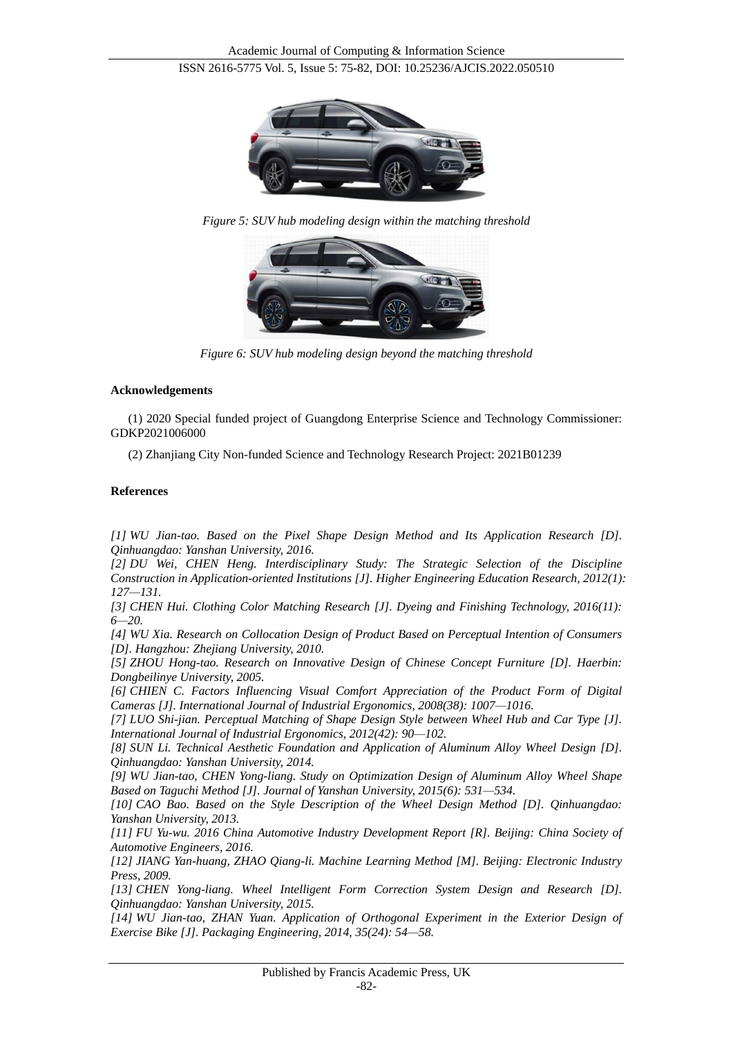*Figure 5: SUV hub modeling design within the matching threshold*

*Figure 6: SUV hub modeling design beyond the matching threshold*

### Acknowledgements

(1) 2020 Special funded project of Guangdong Enterprise Science and Technology Commissioner: GDKP2021006000

(2) Zhanjiang City Non-funded Science and Technology Research Project: 2021B01239

### References

*[1] WU Jian-tao. Based on the Pixel Shape Design Method and Its Application Research [D]. Qinhuangdao: Yanshan University, 2016.*

*[2] DU Wei, CHEN Heng. Interdisciplinary Study: The Strategic Selection of the Discipline Construction in Application-oriented Institutions [J]. Higher Engineering Education Research, 2012(1): 127—131.*

*[3] CHEN Hui. Clothing Color Matching Research [J]. Dyeing and Finishing Technology, 2016(11): 6—20.*

*[4] WU Xia. Research on Collocation Design of Product Based on Perceptual Intention of Consumers [D]. Hangzhou: Zhejiang University, 2010.*

*[5] ZHOU Hong-tao. Research on Innovative Design of Chinese Concept Furniture [D]. Haerbin: Dongbeilinye University, 2005.*

*[6] CHIEN C. Factors Influencing Visual Comfort Appreciation of the Product Form of Digital Cameras [J]. International Journal of Industrial Ergonomics, 2008(38): 1007—1016.*

*[7] LUO Shi-jian. Perceptual Matching of Shape Design Style between Wheel Hub and Car Type [J]. International Journal of Industrial Ergonomics, 2012(42): 90—102.*

*[8] SUN Li. Technical Aesthetic Foundation and Application of Aluminum Alloy Wheel Design [D]. Qinhuangdao: Yanshan University, 2014.*

*[9] WU Jian-tao, CHEN Yong-liang. Study on Optimization Design of Aluminum Alloy Wheel Shape Based on Taguchi Method [J]. Journal of Yanshan University, 2015(6): 531—534.*

*[10] CAO Bao. Based on the Style Description of the Wheel Design Method [D]. Qinhuangdao: Yanshan University, 2013.*

*[11] FU Yu-wu. 2016 China Automotive Industry Development Report [R]. Beijing: China Society of Automotive Engineers, 2016.*

*[12] JIANG Yan-huang, ZHAO Qiang-li. Machine Learning Method [M]. Beijing: Electronic Industry Press, 2009.*

*[13] CHEN Yong-liang. Wheel Intelligent Form Correction System Design and Research [D]. Qinhuangdao: Yanshan University, 2015.*

*[14] WU Jian-tao, ZHAN Yuan. Application of Orthogonal Experiment in the Exterior Design of Exercise Bike [J]. Packaging Engineering, 2014, 35(24): 54—58.*